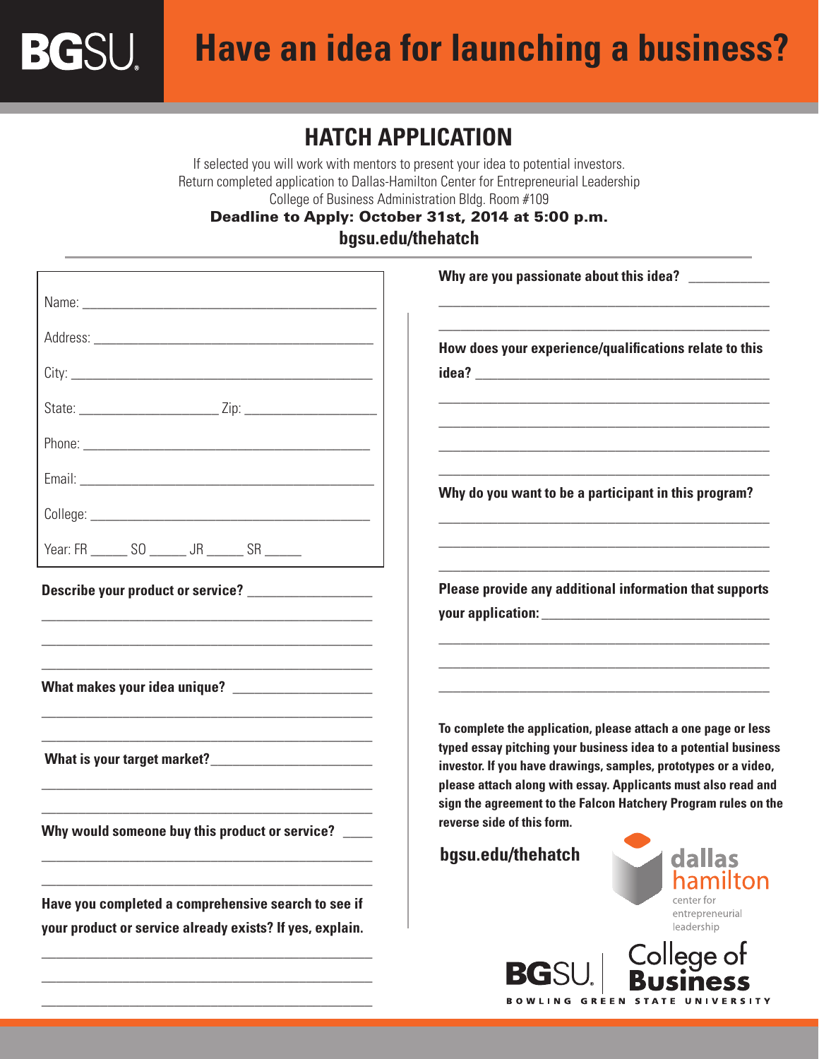BGSU

# Have an idea for launching a business?

## HATCH APPLICATION

If selected you will work with mentors to present your idea to potential investors.
Return completed application to Dallas-Hamilton Center for Entrepreneurial Leadership
College of Business Administration Bldg. Room #109

**Deadline to Apply: October 31st, 2014 at 5:00 p.m.**

**bgsu.edu/thehatch**

Name: ___________________________________

Address: ___________________________________

City: ___________________________________

State: _______________ Zip: _______________

Phone: ___________________________________

Email: ___________________________________

College: ___________________________________

Year: FR _____ SO _____ JR _____ SR _____

**Describe your product or service?** ___________________________________

___________________________________

___________________________________

**What makes your idea unique?** ___________________________________

___________________________________

___________________________________

**What is your target market?** ___________________________________

___________________________________

___________________________________

**Why would someone buy this product or service?** ___________________________________

___________________________________

___________________________________

**Have you completed a comprehensive search to see if your product or service already exists? If yes, explain.**

___________________________________

___________________________________

___________________________________

**Why are you passionate about this idea?** ___________________________________

___________________________________

___________________________________

**How does your experience/qualifications relate to this idea?** ___________________________________

___________________________________

___________________________________

___________________________________

___________________________________

**Why do you want to be a participant in this program?**

___________________________________

___________________________________

___________________________________

**Please provide any additional information that supports your application:** ___________________________________

___________________________________

___________________________________

___________________________________

**To complete the application, please attach a one page or less typed essay pitching your business idea to a potential business investor. If you have drawings, samples, prototypes or a video, please attach along with essay. Applicants must also read and sign the agreement to the Falcon Hatchery Program rules on the reverse side of this form.**

**bgsu.edu/thehatch**

dallas hamilton center for entrepreneurial leadership

BGSU College of Business
BOWLING GREEN STATE UNIVERSITY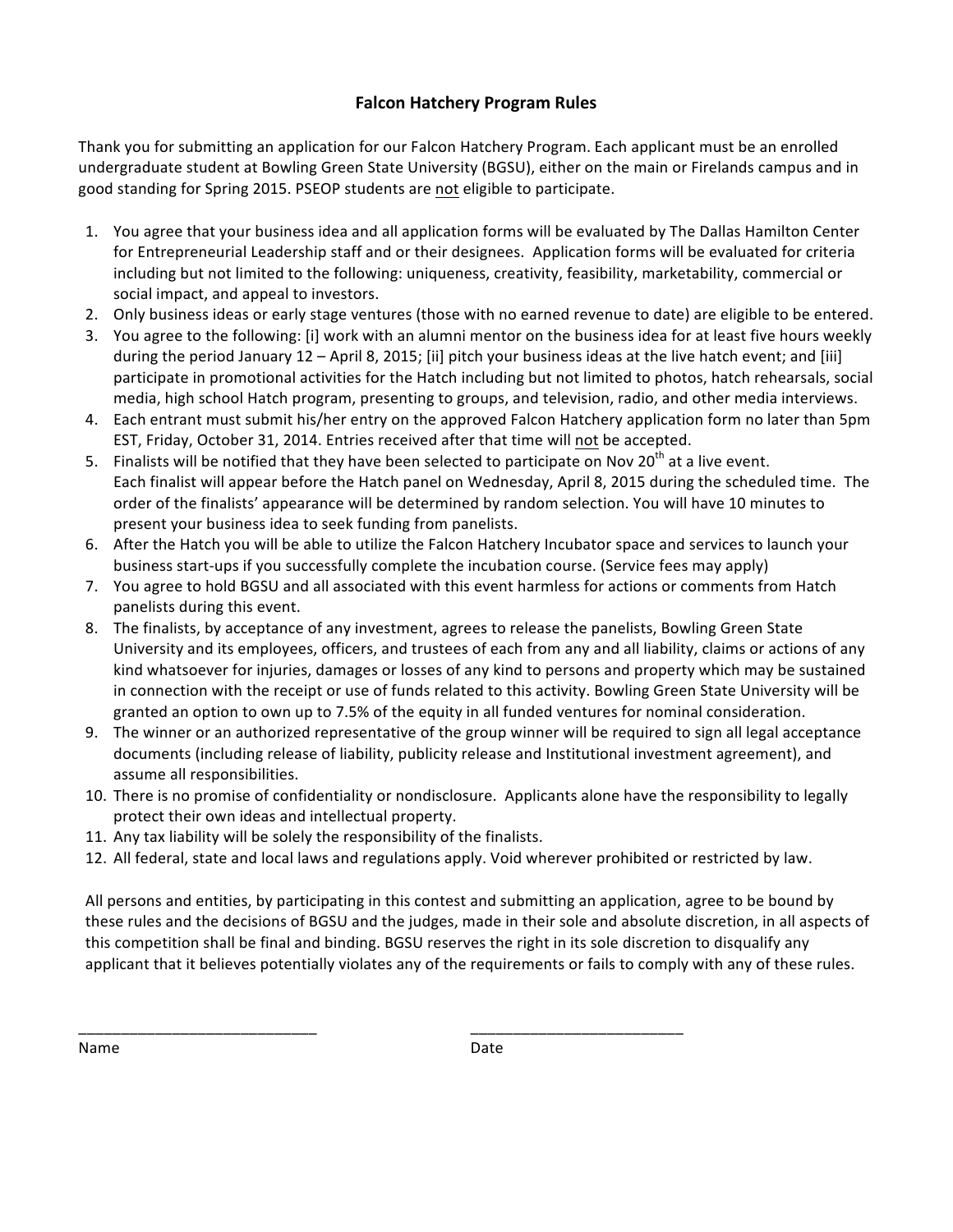## Falcon Hatchery Program Rules

Thank you for submitting an application for our Falcon Hatchery Program. Each applicant must be an enrolled undergraduate student at Bowling Green State University (BGSU), either on the main or Firelands campus and in good standing for Spring 2015. PSEOP students are not eligible to participate.

1. You agree that your business idea and all application forms will be evaluated by The Dallas Hamilton Center for Entrepreneurial Leadership staff and or their designees. Application forms will be evaluated for criteria including but not limited to the following: uniqueness, creativity, feasibility, marketability, commercial or social impact, and appeal to investors.
2. Only business ideas or early stage ventures (those with no earned revenue to date) are eligible to be entered.
3. You agree to the following: [i] work with an alumni mentor on the business idea for at least five hours weekly during the period January 12 – April 8, 2015; [ii] pitch your business ideas at the live hatch event; and [iii] participate in promotional activities for the Hatch including but not limited to photos, hatch rehearsals, social media, high school Hatch program, presenting to groups, and television, radio, and other media interviews.
4. Each entrant must submit his/her entry on the approved Falcon Hatchery application form no later than 5pm EST, Friday, October 31, 2014. Entries received after that time will not be accepted.
5. Finalists will be notified that they have been selected to participate on Nov 20th at a live event. Each finalist will appear before the Hatch panel on Wednesday, April 8, 2015 during the scheduled time. The order of the finalists' appearance will be determined by random selection. You will have 10 minutes to present your business idea to seek funding from panelists.
6. After the Hatch you will be able to utilize the Falcon Hatchery Incubator space and services to launch your business start-ups if you successfully complete the incubation course. (Service fees may apply)
7. You agree to hold BGSU and all associated with this event harmless for actions or comments from Hatch panelists during this event.
8. The finalists, by acceptance of any investment, agrees to release the panelists, Bowling Green State University and its employees, officers, and trustees of each from any and all liability, claims or actions of any kind whatsoever for injuries, damages or losses of any kind to persons and property which may be sustained in connection with the receipt or use of funds related to this activity. Bowling Green State University will be granted an option to own up to 7.5% of the equity in all funded ventures for nominal consideration.
9. The winner or an authorized representative of the group winner will be required to sign all legal acceptance documents (including release of liability, publicity release and Institutional investment agreement), and assume all responsibilities.
10. There is no promise of confidentiality or nondisclosure. Applicants alone have the responsibility to legally protect their own ideas and intellectual property.
11. Any tax liability will be solely the responsibility of the finalists.
12. All federal, state and local laws and regulations apply. Void wherever prohibited or restricted by law.

All persons and entities, by participating in this contest and submitting an application, agree to be bound by these rules and the decisions of BGSU and the judges, made in their sole and absolute discretion, in all aspects of this competition shall be final and binding. BGSU reserves the right in its sole discretion to disqualify any applicant that it believes potentially violates any of the requirements or fails to comply with any of these rules.

\_\_\_\_\_\_\_\_\_\_\_\_\_\_\_\_\_\_\_\_\_\_\_\_\_\_\_\_ \_\_\_\_\_\_\_\_\_\_\_\_\_\_\_\_\_\_\_\_\_\_\_\_\_\_\_\_

Name Date